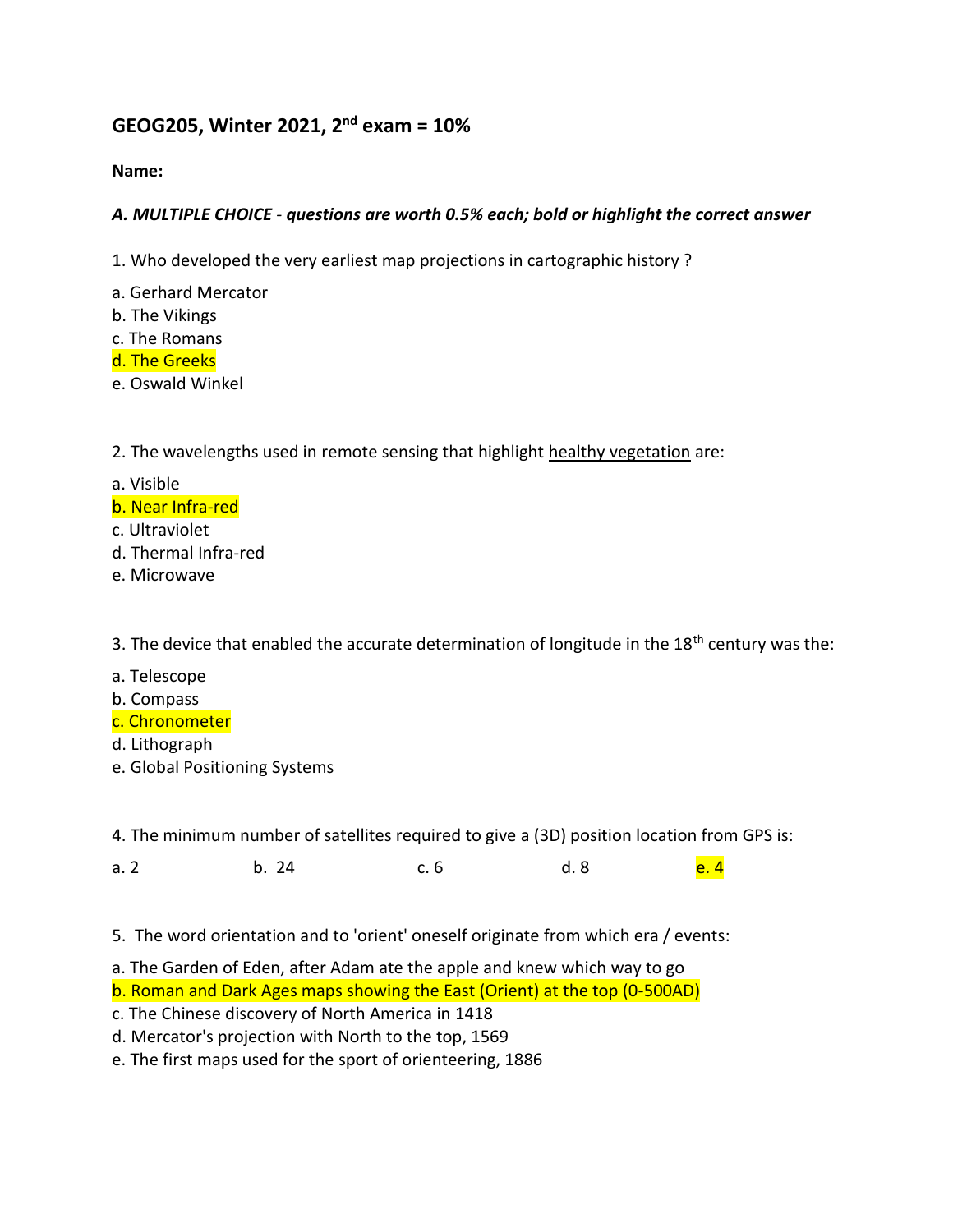# GEOG205, Winter 2021, 2nd exam = 10%

**Name:**

***A. MULTIPLE CHOICE** - **questions are worth 0.5% each; bold or highlight the correct answer***

1. Who developed the very earliest map projections in cartographic history ?

a. Gerhard Mercator
b. The Vikings
c. The Romans
**d. The Greeks**
e. Oswald Winkel

2. The wavelengths used in remote sensing that highlight healthy vegetation are:

a. Visible
**b. Near Infra-red**
c. Ultraviolet
d. Thermal Infra-red
e. Microwave

3. The device that enabled the accurate determination of longitude in the 18th century was the:

a. Telescope
b. Compass
**c. Chronometer**
d. Lithograph
e. Global Positioning Systems

4. The minimum number of satellites required to give a (3D) position location from GPS is:

a. 2 b. 24 c. 6 d. 8 **e. 4**

5. The word orientation and to 'orient' oneself originate from which era / events:

a. The Garden of Eden, after Adam ate the apple and knew which way to go
**b. Roman and Dark Ages maps showing the East (Orient) at the top (0-500AD)**
c. The Chinese discovery of North America in 1418
d. Mercator's projection with North to the top, 1569
e. The first maps used for the sport of orienteering, 1886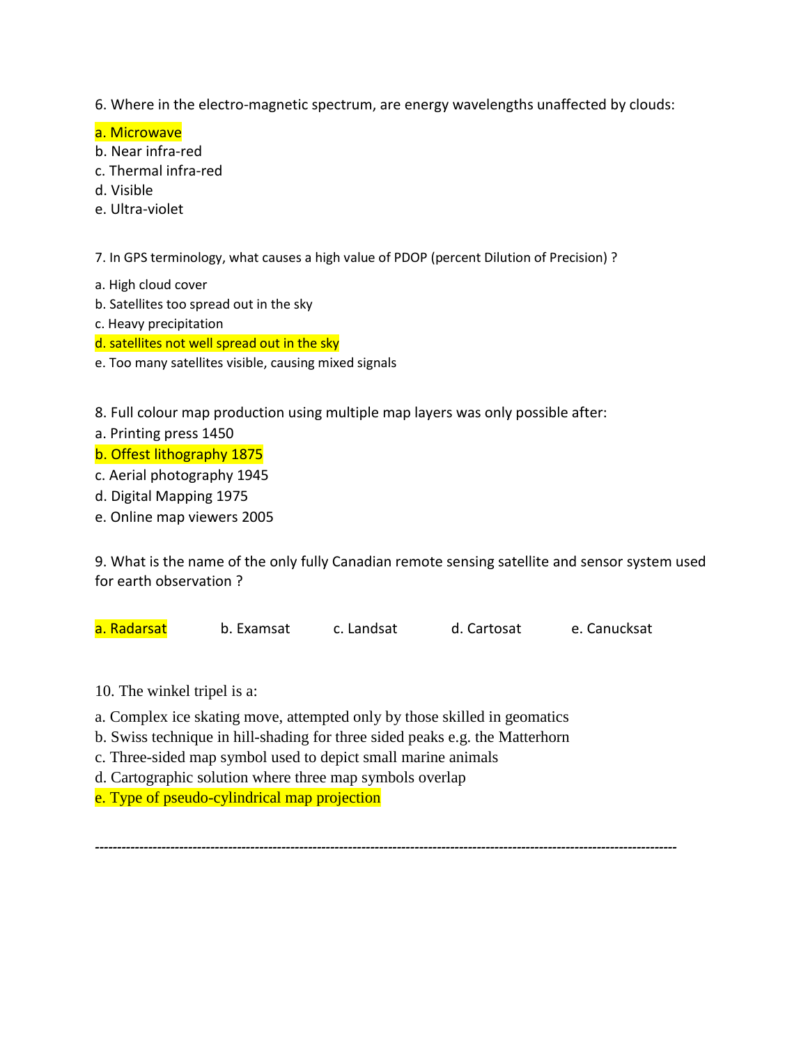6. Where in the electro-magnetic spectrum, are energy wavelengths unaffected by clouds:

a. Microwave
b. Near infra-red
c. Thermal infra-red
d. Visible
e. Ultra-violet

7. In GPS terminology, what causes a high value of PDOP (percent Dilution of Precision) ?

a. High cloud cover
b. Satellites too spread out in the sky
c. Heavy precipitation
d. satellites not well spread out in the sky
e. Too many satellites visible, causing mixed signals

8. Full colour map production using multiple map layers was only possible after:
a. Printing press 1450
b. Offest lithography 1875
c. Aerial photography 1945
d. Digital Mapping 1975
e. Online map viewers 2005

9. What is the name of the only fully Canadian remote sensing satellite and sensor system used for earth observation ?

a. Radarsat b. Examsat c. Landsat d. Cartosat e. Canucksat

10. The winkel tripel is a:

a. Complex ice skating move, attempted only by those skilled in geomatics
b. Swiss technique in hill-shading for three sided peaks e.g. the Matterhorn
c. Three-sided map symbol used to depict small marine animals
d. Cartographic solution where three map symbols overlap
e. Type of pseudo-cylindrical map projection

---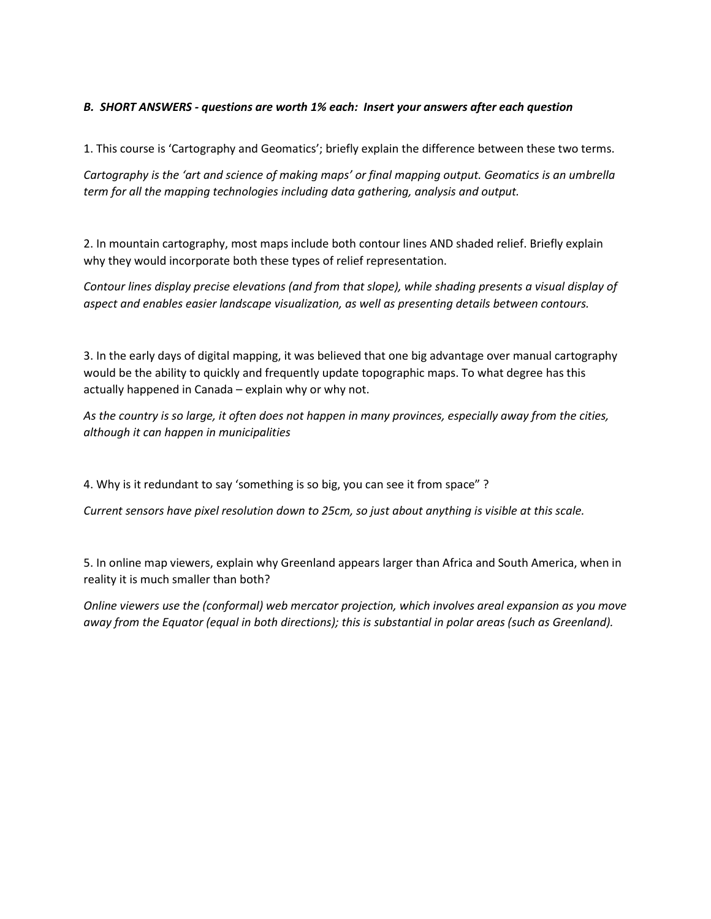***B. SHORT ANSWERS - questions are worth 1% each: Insert your answers after each question***

1. This course is 'Cartography and Geomatics'; briefly explain the difference between these two terms.

*Cartography is the 'art and science of making maps' or final mapping output. Geomatics is an umbrella term for all the mapping technologies including data gathering, analysis and output.*

2. In mountain cartography, most maps include both contour lines AND shaded relief. Briefly explain why they would incorporate both these types of relief representation.

*Contour lines display precise elevations (and from that slope), while shading presents a visual display of aspect and enables easier landscape visualization, as well as presenting details between contours.*

3. In the early days of digital mapping, it was believed that one big advantage over manual cartography would be the ability to quickly and frequently update topographic maps. To what degree has this actually happened in Canada – explain why or why not.

*As the country is so large, it often does not happen in many provinces, especially away from the cities, although it can happen in municipalities*

4. Why is it redundant to say 'something is so big, you can see it from space" ?

*Current sensors have pixel resolution down to 25cm, so just about anything is visible at this scale.*

5. In online map viewers, explain why Greenland appears larger than Africa and South America, when in reality it is much smaller than both?

*Online viewers use the (conformal) web mercator projection, which involves areal expansion as you move away from the Equator (equal in both directions); this is substantial in polar areas (such as Greenland).*